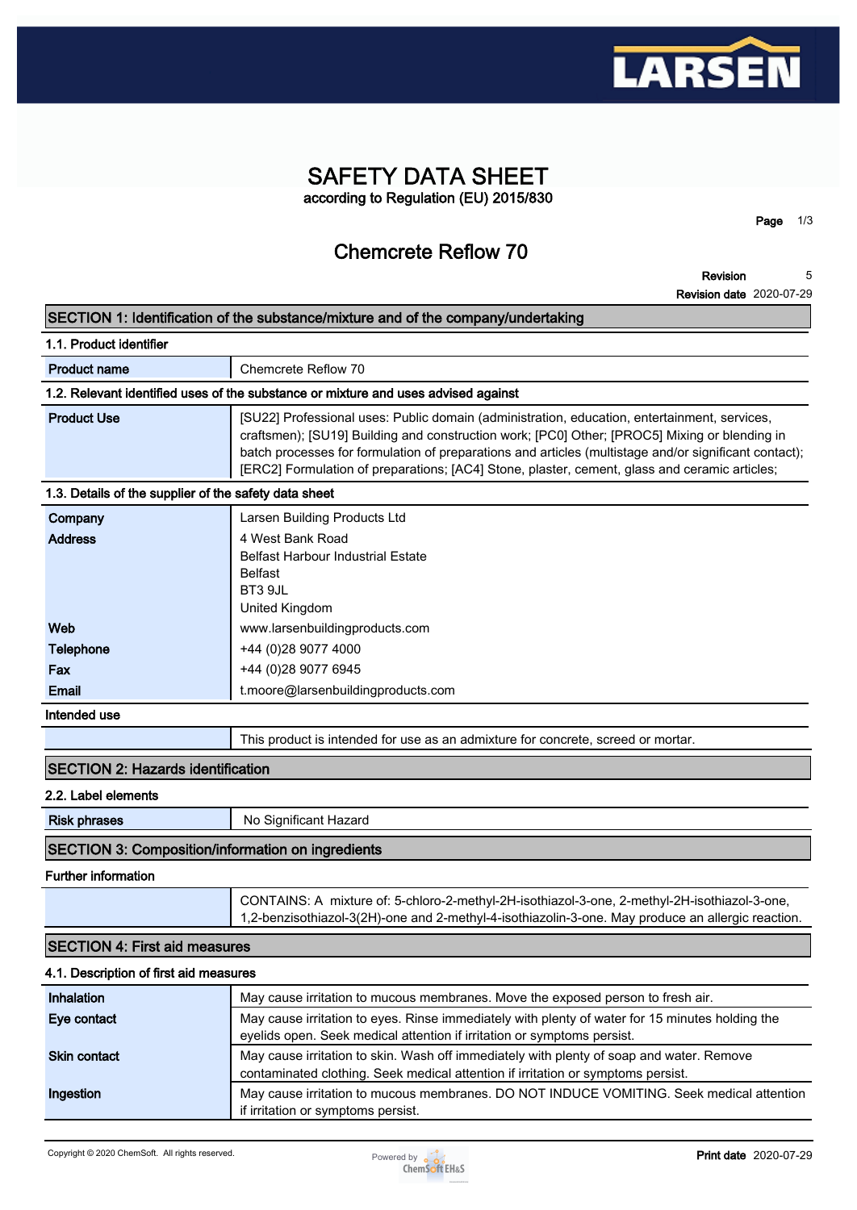# SAFETY DATA SHEET

according to Regulation (EU) 2015/830

## Chemcrete Reflow 70

**Revision** 5
**Revision date** 2020-07-29

## SECTION 1: Identification of the substance/mixture and of the company/undertaking

### 1.1. Product identifier

| | |
|---|---|
| **Product name** | Chemcrete Reflow 70 |

### 1.2. Relevant identified uses of the substance or mixture and uses advised against

| | |
|---|---|
| **Product Use** | [SU22] Professional uses: Public domain (administration, education, entertainment, services, craftsmen); [SU19] Building and construction work; [PC0] Other; [PROC5] Mixing or blending in batch processes for formulation of preparations and articles (multistage and/or significant contact); [ERC2] Formulation of preparations; [AC4] Stone, plaster, cement, glass and ceramic articles; |

### 1.3. Details of the supplier of the safety data sheet

| | |
|---|---|
| **Company** | Larsen Building Products Ltd |
| **Address** | 4 West Bank Road<br>Belfast Harbour Industrial Estate<br>Belfast<br>BT3 9JL<br>United Kingdom |
| **Web** | www.larsenbuildingproducts.com |
| **Telephone** | +44 (0)28 9077 4000 |
| **Fax** | +44 (0)28 9077 6945 |
| **Email** | t.moore@larsenbuildingproducts.com |

### Intended use

| | |
|---|---|
| | This product is intended for use as an admixture for concrete, screed or mortar. |

## SECTION 2: Hazards identification

### 2.2. Label elements

| | |
|---|---|
| **Risk phrases** | No Significant Hazard |

## SECTION 3: Composition/information on ingredients

### Further information

| | |
|---|---|
| | CONTAINS: A mixture of: 5-chloro-2-methyl-2H-isothiazol-3-one, 2-methyl-2H-isothiazol-3-one, 1,2-benzisothiazol-3(2H)-one and 2-methyl-4-isothiazolin-3-one. May produce an allergic reaction. |

## SECTION 4: First aid measures

### 4.1. Description of first aid measures

| | |
|---|---|
| **Inhalation** | May cause irritation to mucous membranes. Move the exposed person to fresh air. |
| **Eye contact** | May cause irritation to eyes. Rinse immediately with plenty of water for 15 minutes holding the eyelids open. Seek medical attention if irritation or symptoms persist. |
| **Skin contact** | May cause irritation to skin. Wash off immediately with plenty of soap and water. Remove contaminated clothing. Seek medical attention if irritation or symptoms persist. |
| **Ingestion** | May cause irritation to mucous membranes. DO NOT INDUCE VOMITING. Seek medical attention if irritation or symptoms persist. |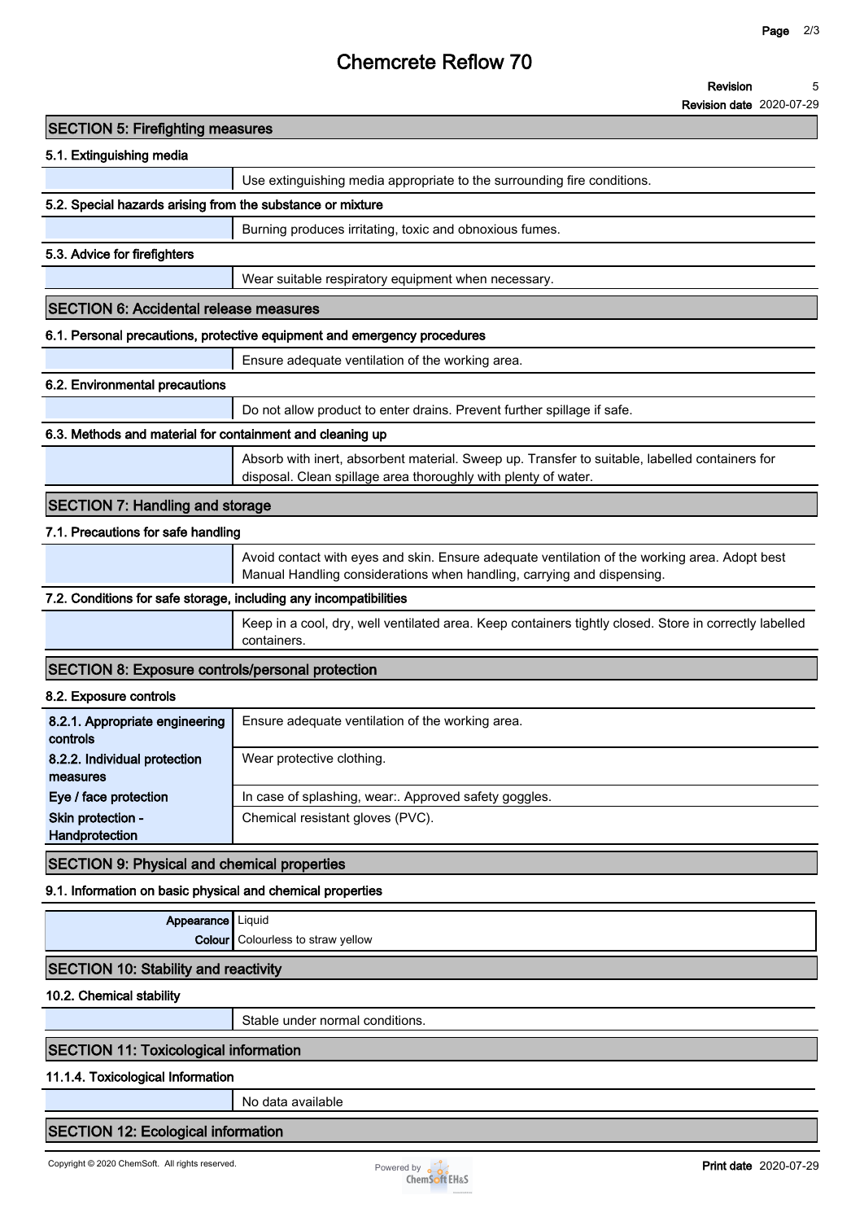# Chemcrete Reflow 70

**Revision** 5

**Revision date** 2020-07-29

## SECTION 5: Firefighting measures

### 5.1. Extinguishing media

Use extinguishing media appropriate to the surrounding fire conditions.

### 5.2. Special hazards arising from the substance or mixture

Burning produces irritating, toxic and obnoxious fumes.

### 5.3. Advice for firefighters

Wear suitable respiratory equipment when necessary.

## SECTION 6: Accidental release measures

### 6.1. Personal precautions, protective equipment and emergency procedures

Ensure adequate ventilation of the working area.

### 6.2. Environmental precautions

Do not allow product to enter drains. Prevent further spillage if safe.

### 6.3. Methods and material for containment and cleaning up

Absorb with inert, absorbent material. Sweep up. Transfer to suitable, labelled containers for disposal. Clean spillage area thoroughly with plenty of water.

## SECTION 7: Handling and storage

### 7.1. Precautions for safe handling

Avoid contact with eyes and skin. Ensure adequate ventilation of the working area. Adopt best Manual Handling considerations when handling, carrying and dispensing.

### 7.2. Conditions for safe storage, including any incompatibilities

Keep in a cool, dry, well ventilated area. Keep containers tightly closed. Store in correctly labelled containers.

## SECTION 8: Exposure controls/personal protection

### 8.2. Exposure controls

| | |
|---|---|
| **8.2.1. Appropriate engineering controls** | Ensure adequate ventilation of the working area. |
| **8.2.2. Individual protection measures** | Wear protective clothing. |
| **Eye / face protection** | In case of splashing, wear:. Approved safety goggles. |
| **Skin protection - Handprotection** | Chemical resistant gloves (PVC). |

## SECTION 9: Physical and chemical properties

### 9.1. Information on basic physical and chemical properties

| | |
|---|---|
| **Appearance** | Liquid |
| **Colour** | Colourless to straw yellow |

## SECTION 10: Stability and reactivity

### 10.2. Chemical stability

Stable under normal conditions.

## SECTION 11: Toxicological information

### 11.1.4. Toxicological Information

No data available

## SECTION 12: Ecological information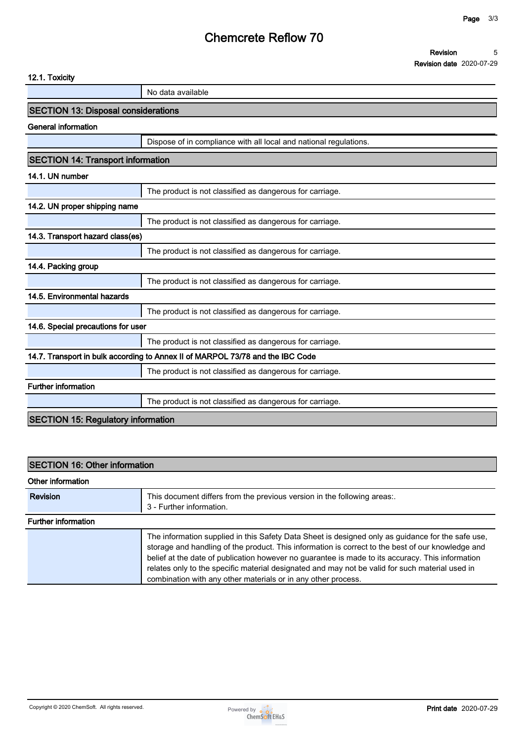### 12.1. Toxicity

| | |
|---|---|
| | No data available |

## SECTION 13: Disposal considerations

### General information

| | |
|---|---|
| | Dispose of in compliance with all local and national regulations. |

## SECTION 14: Transport information

### 14.1. UN number

| | |
|---|---|
| | The product is not classified as dangerous for carriage. |

### 14.2. UN proper shipping name

| | |
|---|---|
| | The product is not classified as dangerous for carriage. |

### 14.3. Transport hazard class(es)

| | |
|---|---|
| | The product is not classified as dangerous for carriage. |

### 14.4. Packing group

| | |
|---|---|
| | The product is not classified as dangerous for carriage. |

### 14.5. Environmental hazards

| | |
|---|---|
| | The product is not classified as dangerous for carriage. |

### 14.6. Special precautions for user

| | |
|---|---|
| | The product is not classified as dangerous for carriage. |

### 14.7. Transport in bulk according to Annex II of MARPOL 73/78 and the IBC Code

| | |
|---|---|
| | The product is not classified as dangerous for carriage. |

### Further information

| | |
|---|---|
| | The product is not classified as dangerous for carriage. |

## SECTION 15: Regulatory information

## SECTION 16: Other information

### Other information

| | |
|---|---|
| **Revision** | This document differs from the previous version in the following areas:.<br>3 - Further information. |

### Further information

| | |
|---|---|
| | The information supplied in this Safety Data Sheet is designed only as guidance for the safe use, storage and handling of the product. This information is correct to the best of our knowledge and belief at the date of publication however no guarantee is made to its accuracy. This information relates only to the specific material designated and may not be valid for such material used in combination with any other materials or in any other process. |